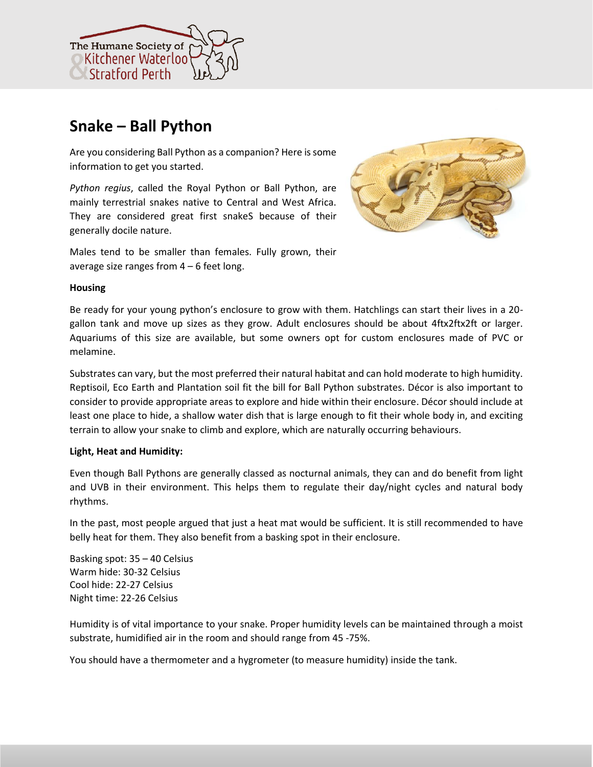# Snake – Ball Python

Are you considering Ball Python as a companion? Here is some information to get you started.

*Python regius*, called the Royal Python or Ball Python, are mainly terrestrial snakes native to Central and West Africa. They are considered great first snakeS because of their generally docile nature.

Males tend to be smaller than females. Fully grown, their average size ranges from 4 – 6 feet long.

**Housing**

Be ready for your young python's enclosure to grow with them. Hatchlings can start their lives in a 20-gallon tank and move up sizes as they grow. Adult enclosures should be about 4ftx2ftx2ft or larger. Aquariums of this size are available, but some owners opt for custom enclosures made of PVC or melamine.

Substrates can vary, but the most preferred their natural habitat and can hold moderate to high humidity. Reptisoil, Eco Earth and Plantation soil fit the bill for Ball Python substrates. Décor is also important to consider to provide appropriate areas to explore and hide within their enclosure. Décor should include at least one place to hide, a shallow water dish that is large enough to fit their whole body in, and exciting terrain to allow your snake to climb and explore, which are naturally occurring behaviours.

**Light, Heat and Humidity:**

Even though Ball Pythons are generally classed as nocturnal animals, they can and do benefit from light and UVB in their environment. This helps them to regulate their day/night cycles and natural body rhythms.

In the past, most people argued that just a heat mat would be sufficient. It is still recommended to have belly heat for them. They also benefit from a basking spot in their enclosure.

Basking spot: 35 – 40 Celsius
Warm hide: 30-32 Celsius
Cool hide: 22-27 Celsius
Night time: 22-26 Celsius

Humidity is of vital importance to your snake. Proper humidity levels can be maintained through a moist substrate, humidified air in the room and should range from 45 -75%.

You should have a thermometer and a hygrometer (to measure humidity) inside the tank.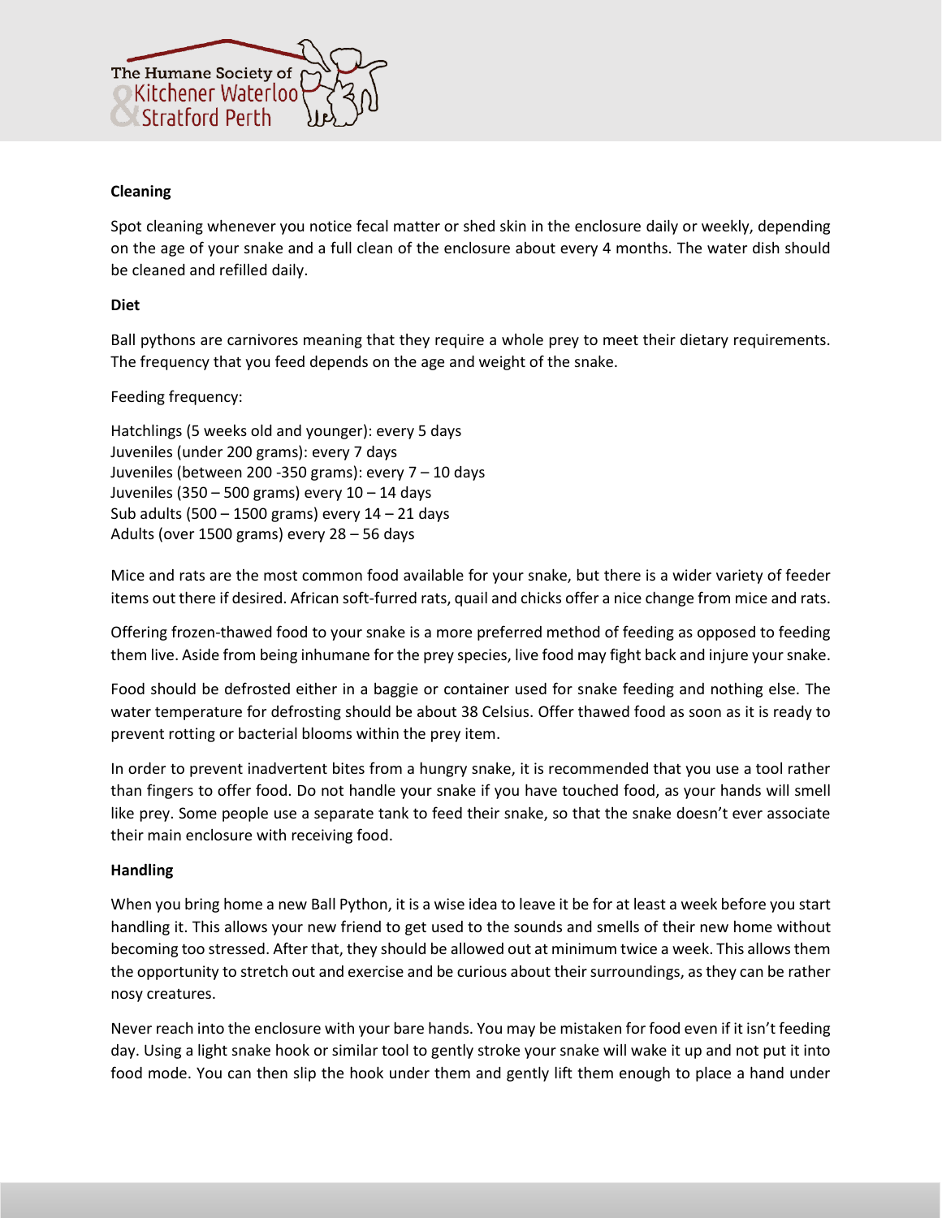**Cleaning**

Spot cleaning whenever you notice fecal matter or shed skin in the enclosure daily or weekly, depending on the age of your snake and a full clean of the enclosure about every 4 months. The water dish should be cleaned and refilled daily.

**Diet**

Ball pythons are carnivores meaning that they require a whole prey to meet their dietary requirements. The frequency that you feed depends on the age and weight of the snake.

Feeding frequency:

Hatchlings (5 weeks old and younger): every 5 days  
Juveniles (under 200 grams): every 7 days  
Juveniles (between 200 -350 grams): every 7 – 10 days  
Juveniles (350 – 500 grams) every 10 – 14 days  
Sub adults (500 – 1500 grams) every 14 – 21 days  
Adults (over 1500 grams) every 28 – 56 days

Mice and rats are the most common food available for your snake, but there is a wider variety of feeder items out there if desired. African soft-furred rats, quail and chicks offer a nice change from mice and rats.

Offering frozen-thawed food to your snake is a more preferred method of feeding as opposed to feeding them live. Aside from being inhumane for the prey species, live food may fight back and injure your snake.

Food should be defrosted either in a baggie or container used for snake feeding and nothing else. The water temperature for defrosting should be about 38 Celsius. Offer thawed food as soon as it is ready to prevent rotting or bacterial blooms within the prey item.

In order to prevent inadvertent bites from a hungry snake, it is recommended that you use a tool rather than fingers to offer food. Do not handle your snake if you have touched food, as your hands will smell like prey. Some people use a separate tank to feed their snake, so that the snake doesn't ever associate their main enclosure with receiving food.

**Handling**

When you bring home a new Ball Python, it is a wise idea to leave it be for at least a week before you start handling it. This allows your new friend to get used to the sounds and smells of their new home without becoming too stressed. After that, they should be allowed out at minimum twice a week. This allows them the opportunity to stretch out and exercise and be curious about their surroundings, as they can be rather nosy creatures.

Never reach into the enclosure with your bare hands. You may be mistaken for food even if it isn't feeding day. Using a light snake hook or similar tool to gently stroke your snake will wake it up and not put it into food mode. You can then slip the hook under them and gently lift them enough to place a hand under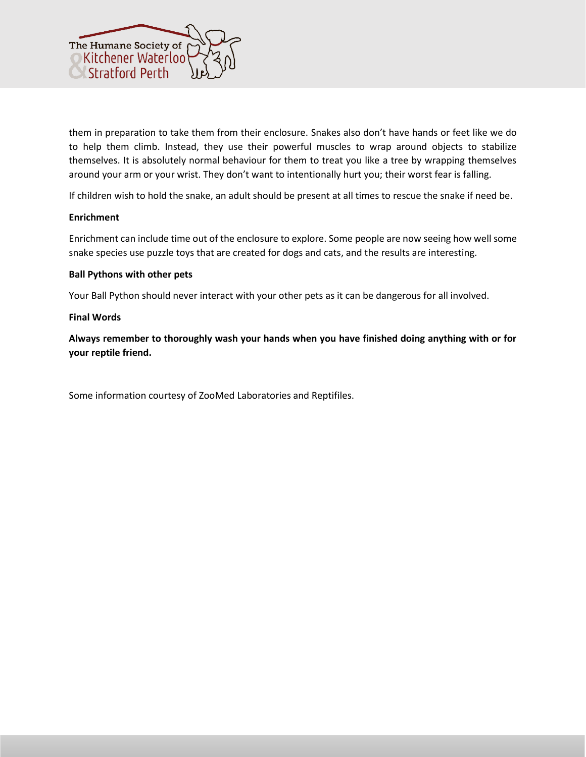them in preparation to take them from their enclosure. Snakes also don't have hands or feet like we do to help them climb. Instead, they use their powerful muscles to wrap around objects to stabilize themselves. It is absolutely normal behaviour for them to treat you like a tree by wrapping themselves around your arm or your wrist. They don't want to intentionally hurt you; their worst fear is falling.

If children wish to hold the snake, an adult should be present at all times to rescue the snake if need be.

**Enrichment**

Enrichment can include time out of the enclosure to explore. Some people are now seeing how well some snake species use puzzle toys that are created for dogs and cats, and the results are interesting.

**Ball Pythons with other pets**

Your Ball Python should never interact with your other pets as it can be dangerous for all involved.

**Final Words**

**Always remember to thoroughly wash your hands when you have finished doing anything with or for your reptile friend.**

Some information courtesy of ZooMed Laboratories and Reptifiles.